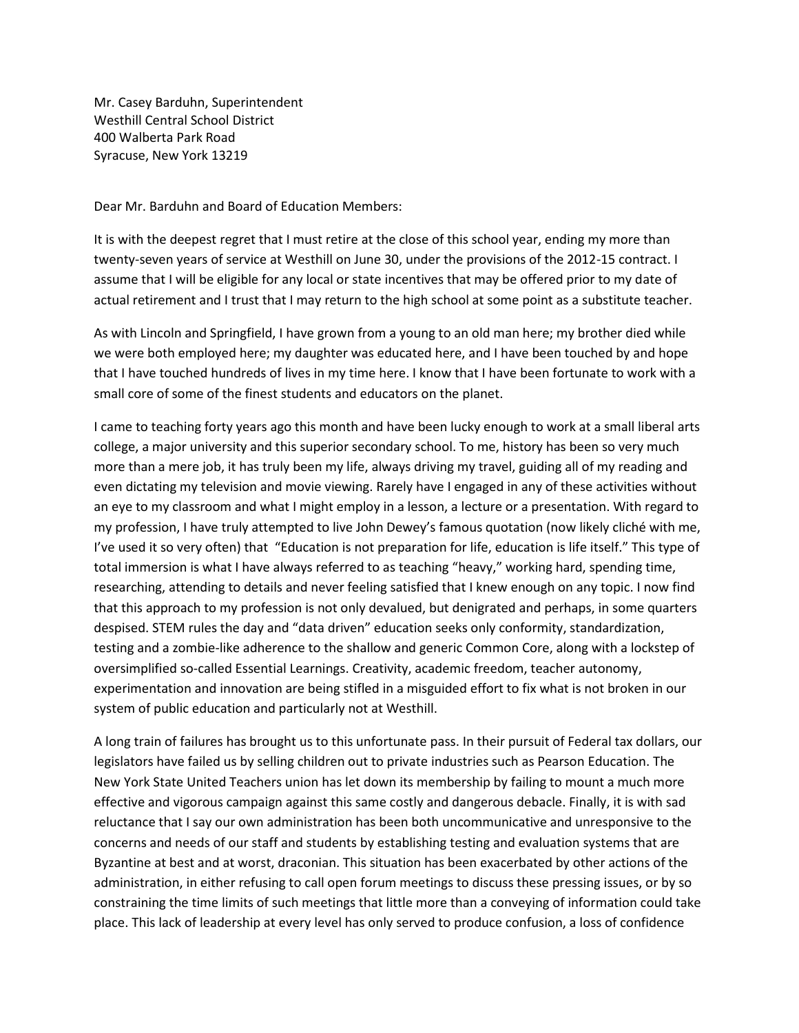Mr. Casey Barduhn, Superintendent
Westhill Central School District
400 Walberta Park Road
Syracuse, New York 13219

Dear Mr. Barduhn and Board of Education Members:

It is with the deepest regret that I must retire at the close of this school year, ending my more than twenty-seven years of service at Westhill on June 30, under the provisions of the 2012-15 contract. I assume that I will be eligible for any local or state incentives that may be offered prior to my date of actual retirement and I trust that I may return to the high school at some point as a substitute teacher.

As with Lincoln and Springfield, I have grown from a young to an old man here; my brother died while we were both employed here; my daughter was educated here, and I have been touched by and hope that I have touched hundreds of lives in my time here. I know that I have been fortunate to work with a small core of some of the finest students and educators on the planet.

I came to teaching forty years ago this month and have been lucky enough to work at a small liberal arts college, a major university and this superior secondary school. To me, history has been so very much more than a mere job, it has truly been my life, always driving my travel, guiding all of my reading and even dictating my television and movie viewing. Rarely have I engaged in any of these activities without an eye to my classroom and what I might employ in a lesson, a lecture or a presentation. With regard to my profession, I have truly attempted to live John Dewey's famous quotation (now likely cliché with me, I've used it so very often) that "Education is not preparation for life, education is life itself." This type of total immersion is what I have always referred to as teaching "heavy," working hard, spending time, researching, attending to details and never feeling satisfied that I knew enough on any topic. I now find that this approach to my profession is not only devalued, but denigrated and perhaps, in some quarters despised. STEM rules the day and "data driven" education seeks only conformity, standardization, testing and a zombie-like adherence to the shallow and generic Common Core, along with a lockstep of oversimplified so-called Essential Learnings. Creativity, academic freedom, teacher autonomy, experimentation and innovation are being stifled in a misguided effort to fix what is not broken in our system of public education and particularly not at Westhill.

A long train of failures has brought us to this unfortunate pass. In their pursuit of Federal tax dollars, our legislators have failed us by selling children out to private industries such as Pearson Education. The New York State United Teachers union has let down its membership by failing to mount a much more effective and vigorous campaign against this same costly and dangerous debacle. Finally, it is with sad reluctance that I say our own administration has been both uncommunicative and unresponsive to the concerns and needs of our staff and students by establishing testing and evaluation systems that are Byzantine at best and at worst, draconian. This situation has been exacerbated by other actions of the administration, in either refusing to call open forum meetings to discuss these pressing issues, or by so constraining the time limits of such meetings that little more than a conveying of information could take place. This lack of leadership at every level has only served to produce confusion, a loss of confidence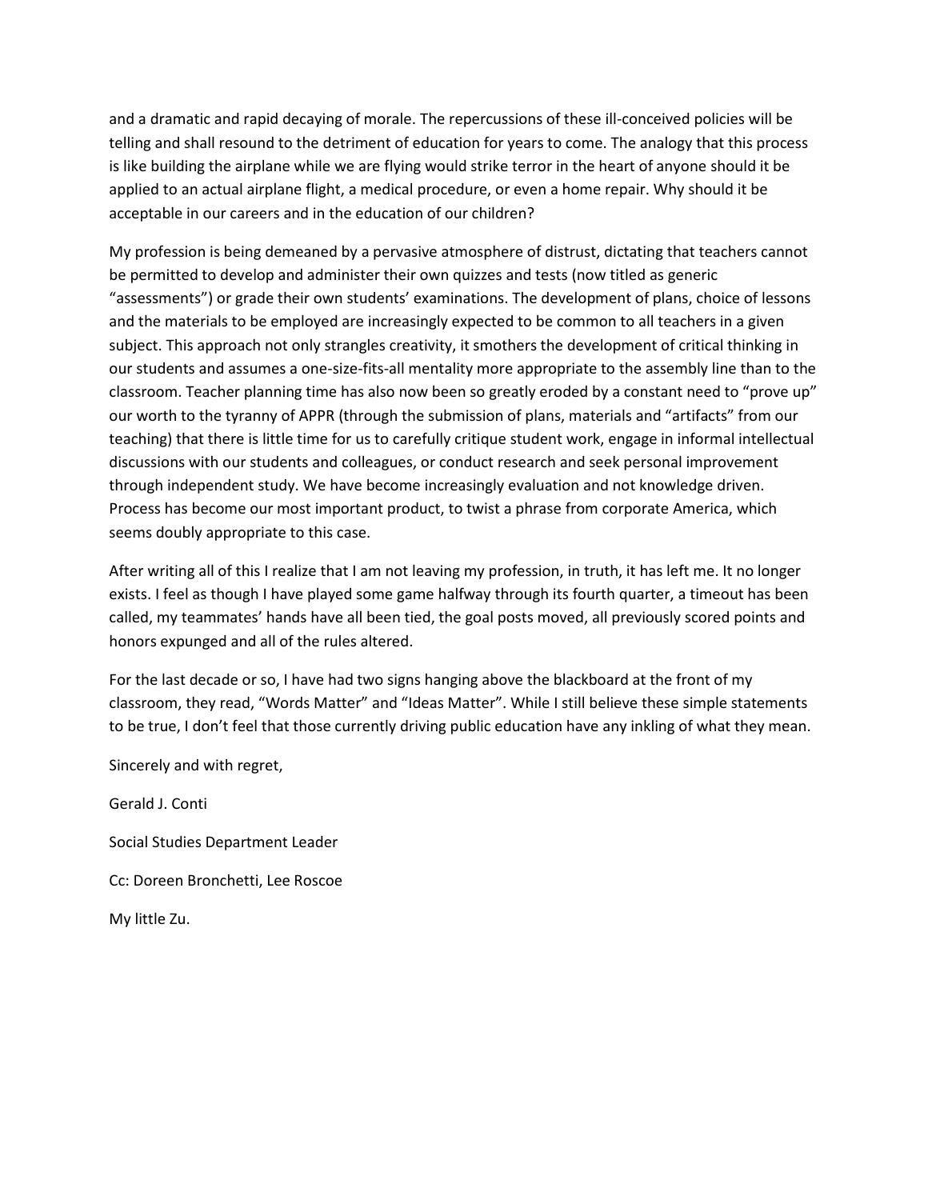and a dramatic and rapid decaying of morale. The repercussions of these ill-conceived policies will be telling and shall resound to the detriment of education for years to come. The analogy that this process is like building the airplane while we are flying would strike terror in the heart of anyone should it be applied to an actual airplane flight, a medical procedure, or even a home repair. Why should it be acceptable in our careers and in the education of our children?

My profession is being demeaned by a pervasive atmosphere of distrust, dictating that teachers cannot be permitted to develop and administer their own quizzes and tests (now titled as generic "assessments") or grade their own students' examinations. The development of plans, choice of lessons and the materials to be employed are increasingly expected to be common to all teachers in a given subject. This approach not only strangles creativity, it smothers the development of critical thinking in our students and assumes a one-size-fits-all mentality more appropriate to the assembly line than to the classroom. Teacher planning time has also now been so greatly eroded by a constant need to "prove up" our worth to the tyranny of APPR (through the submission of plans, materials and "artifacts" from our teaching) that there is little time for us to carefully critique student work, engage in informal intellectual discussions with our students and colleagues, or conduct research and seek personal improvement through independent study. We have become increasingly evaluation and not knowledge driven. Process has become our most important product, to twist a phrase from corporate America, which seems doubly appropriate to this case.

After writing all of this I realize that I am not leaving my profession, in truth, it has left me. It no longer exists. I feel as though I have played some game halfway through its fourth quarter, a timeout has been called, my teammates' hands have all been tied, the goal posts moved, all previously scored points and honors expunged and all of the rules altered.

For the last decade or so, I have had two signs hanging above the blackboard at the front of my classroom, they read, "Words Matter" and "Ideas Matter". While I still believe these simple statements to be true, I don't feel that those currently driving public education have any inkling of what they mean.

Sincerely and with regret,

Gerald J. Conti

Social Studies Department Leader

Cc: Doreen Bronchetti, Lee Roscoe

My little Zu.